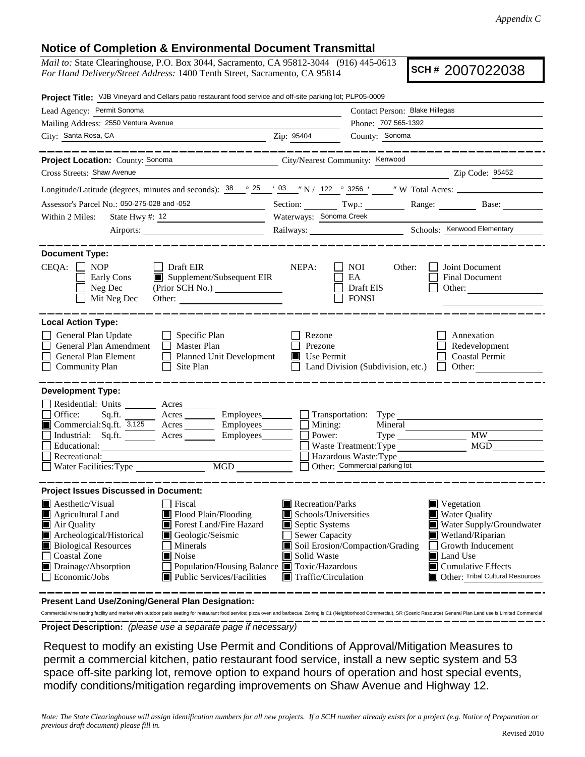*Appendix C*

## Notice of Completion & Environmental Document Transmittal

*Mail to:* State Clearinghouse, P.O. Box 3044, Sacramento, CA 95812-3044 (916) 445-0613
*For Hand Delivery/Street Address:* 1400 Tenth Street, Sacramento, CA 95814

**SCH #** 2007022038

**Project Title:** VJB Vineyard and Cellars patio restaurant food service and off-site parking lot; PLP05-0009

Lead Agency: Permit Sonoma
Contact Person: Blake Hillegas
Mailing Address: 2550 Ventura Avenue
Phone: 707 565-1392
City: Santa Rosa, CA
Zip: 95404
County: Sonoma

**Project Location:** County: Sonoma
City/Nearest Community: Kenwood
Cross Streets: Shaw Avenue
Zip Code: 95452

Longitude/Latitude (degrees, minutes and seconds): 38 ° 25 ′ 03 ″ N / 122 ° 3256 ′ ″ W Total Acres:

Assessor's Parcel No.: 050-275-028 and -052
Section: Twp.: Range: Base:

Within 2 Miles: State Hwy #: 12
Waterways: Sonoma Creek
Airports:
Railways:
Schools: Kenwood Elementary

**Document Type:**

CEQA: ☐ NOP ☐ Early Cons ☐ Neg Dec ☐ Mit Neg Dec ☐ Draft EIR ■ Supplement/Subsequent EIR (Prior SCH No.) Other:

NEPA: ☐ NOI ☐ EA ☐ Draft EIS ☐ FONSI

Other: ☐ Joint Document ☐ Final Document ☐ Other:

**Local Action Type:**

☐ General Plan Update
☐ General Plan Amendment
☐ General Plan Element
☐ Community Plan
☐ Specific Plan
☐ Master Plan
☐ Planned Unit Development
☐ Site Plan
☐ Rezone
☐ Prezone
■ Use Permit
☐ Land Division (Subdivision, etc.)
☐ Annexation
☐ Redevelopment
☐ Coastal Permit
☐ Other:

**Development Type:**

☐ Residential: Units Acres
☐ Office: Sq.ft. Acres Employees
■ Commercial: Sq.ft. 3,125 Acres Employees
☐ Industrial: Sq.ft. Acres Employees
☐ Educational:
☐ Recreational:
☐ Water Facilities: Type MGD
☐ Transportation: Type
☐ Mining: Mineral
☐ Power: Type MW
☐ Waste Treatment: Type MGD
☐ Hazardous Waste: Type
☐ Other: Commercial parking lot

**Project Issues Discussed in Document:**

■ Aesthetic/Visual
■ Agricultural Land
■ Air Quality
■ Archeological/Historical
■ Biological Resources
☐ Coastal Zone
■ Drainage/Absorption
☐ Economic/Jobs
☐ Fiscal
■ Flood Plain/Flooding
■ Forest Land/Fire Hazard
■ Geologic/Seismic
☐ Minerals
■ Noise
☐ Population/Housing Balance
■ Public Services/Facilities
■ Recreation/Parks
■ Schools/Universities
■ Septic Systems
☐ Sewer Capacity
■ Soil Erosion/Compaction/Grading
■ Solid Waste
■ Toxic/Hazardous
■ Traffic/Circulation
■ Vegetation
■ Water Quality
■ Water Supply/Groundwater
■ Wetland/Riparian
☐ Growth Inducement
■ Land Use
■ Cumulative Effects
■ Other: Tribal Cultural Resources

**Present Land Use/Zoning/General Plan Designation:**

Commercial wine tasting facility and market with outdoor patio seating for restaurant food service; pizza oven and barbecue. Zoning is C1 (Neighborhood Commercial), SR (Scenic Resource) General Plan Land use is Limited Commercial

**Project Description:** *(please use a separate page if necessary)*

Request to modify an existing Use Permit and Conditions of Approval/Mitigation Measures to permit a commercial kitchen, patio restaurant food service, install a new septic system and 53 space off-site parking lot, remove option to expand hours of operation and host special events, modify conditions/mitigation regarding improvements on Shaw Avenue and Highway 12.

*Note: The State Clearinghouse will assign identification numbers for all new projects. If a SCH number already exists for a project (e.g. Notice of Preparation or previous draft document) please fill in.*

Revised 2010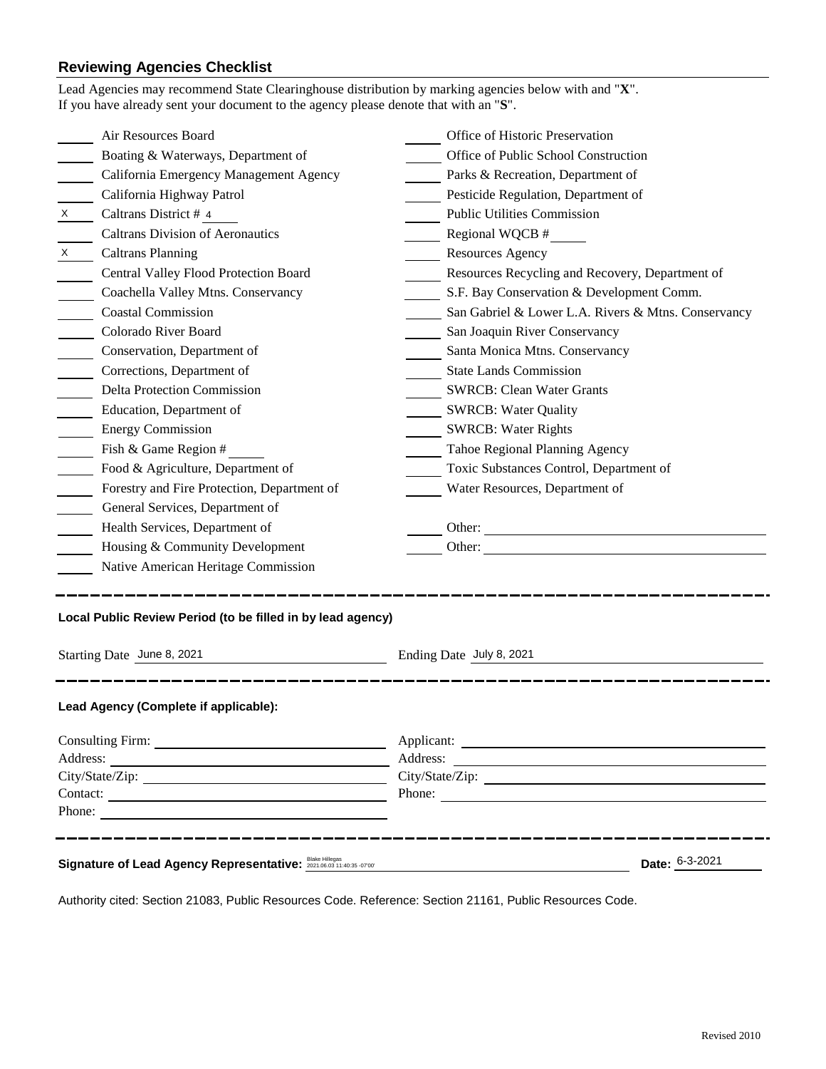## Reviewing Agencies Checklist

Lead Agencies may recommend State Clearinghouse distribution by marking agencies below with and "**X**".
If you have already sent your document to the agency please denote that with an "**S**".

| | | | |
|---|---|---|---|
| | Air Resources Board | | Office of Historic Preservation |
| | Boating & Waterways, Department of | | Office of Public School Construction |
| | California Emergency Management Agency | | Parks & Recreation, Department of |
| | California Highway Patrol | | Pesticide Regulation, Department of |
| X | Caltrans District # 4 | | Public Utilities Commission |
| | Caltrans Division of Aeronautics | | Regional WQCB # |
| X | Caltrans Planning | | Resources Agency |
| | Central Valley Flood Protection Board | | Resources Recycling and Recovery, Department of |
| | Coachella Valley Mtns. Conservancy | | S.F. Bay Conservation & Development Comm. |
| | Coastal Commission | | San Gabriel & Lower L.A. Rivers & Mtns. Conservancy |
| | Colorado River Board | | San Joaquin River Conservancy |
| | Conservation, Department of | | Santa Monica Mtns. Conservancy |
| | Corrections, Department of | | State Lands Commission |
| | Delta Protection Commission | | SWRCB: Clean Water Grants |
| | Education, Department of | | SWRCB: Water Quality |
| | Energy Commission | | SWRCB: Water Rights |
| | Fish & Game Region # | | Tahoe Regional Planning Agency |
| | Food & Agriculture, Department of | | Toxic Substances Control, Department of |
| | Forestry and Fire Protection, Department of | | Water Resources, Department of |
| | General Services, Department of | | |
| | Health Services, Department of | | Other: |
| | Housing & Community Development | | Other: |
| | Native American Heritage Commission | | |

---

**Local Public Review Period (to be filled in by lead agency)**

Starting Date June 8, 2021 Ending Date July 8, 2021

---

**Lead Agency (Complete if applicable):**

Consulting Firm:
Address:
City/State/Zip:
Contact:
Phone:

Applicant:
Address:
City/State/Zip:
Phone:

---

**Signature of Lead Agency Representative:** Blake Hillegas 2021.06.03 11:40:35 -07'00' **Date:** 6-3-2021

Authority cited: Section 21083, Public Resources Code. Reference: Section 21161, Public Resources Code.

Revised 2010